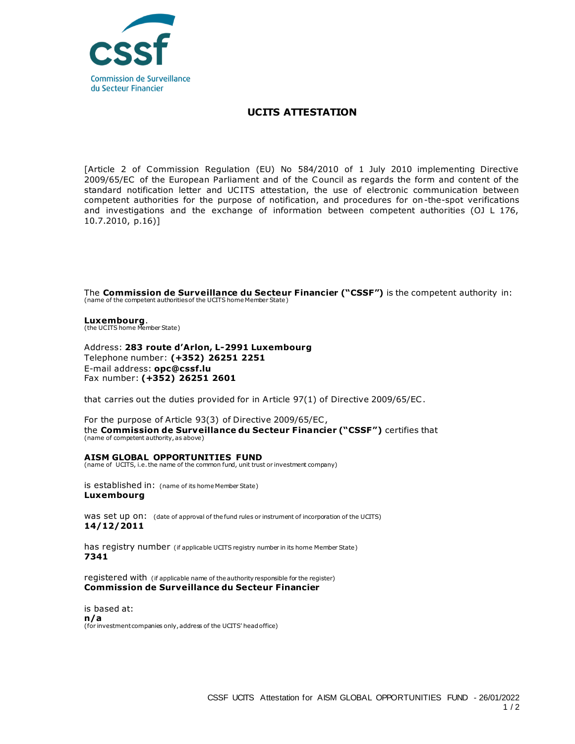Commission de Surveillance du Secteur Financier

# UCITS ATTESTATION

[Article 2 of Commission Regulation (EU) No 584/2010 of 1 July 2010 implementing Directive 2009/65/EC of the European Parliament and of the Council as regards the form and content of the standard notification letter and UCITS attestation, the use of electronic communication between competent authorities for the purpose of notification, and procedures for on-the-spot verifications and investigations and the exchange of information between competent authorities (OJ L 176, 10.7.2010, p.16)]

The **Commission de Surveillance du Secteur Financier ("CSSF")** is the competent authority in:
(name of the competent authorities of the UCITS home Member State)

**Luxembourg**.
(the UCITS home Member State)

Address: **283 route d'Arlon, L-2991 Luxembourg**
Telephone number: **(+352) 26251 2251**
E-mail address: **opc@cssf.lu**
Fax number: **(+352) 26251 2601**

that carries out the duties provided for in Article 97(1) of Directive 2009/65/EC.

For the purpose of Article 93(3) of Directive 2009/65/EC,
the **Commission de Surveillance du Secteur Financier ("CSSF")** certifies that
(name of competent authority, as above)

**AISM GLOBAL OPPORTUNITIES FUND**
(name of UCITS, i.e. the name of the common fund, unit trust or investment company)

is established in: (name of its home Member State)
**Luxembourg**

was set up on: (date of approval of the fund rules or instrument of incorporation of the UCITS)
**14/12/2011**

has registry number (if applicable UCITS registry number in its home Member State)
**7341**

registered with (if applicable name of the authority responsible for the register)
**Commission de Surveillance du Secteur Financier**

is based at:
**n/a**
(for investment companies only, address of the UCITS' head office)

CSSF UCITS Attestation for AISM GLOBAL OPPORTUNITIES FUND - 26/01/2022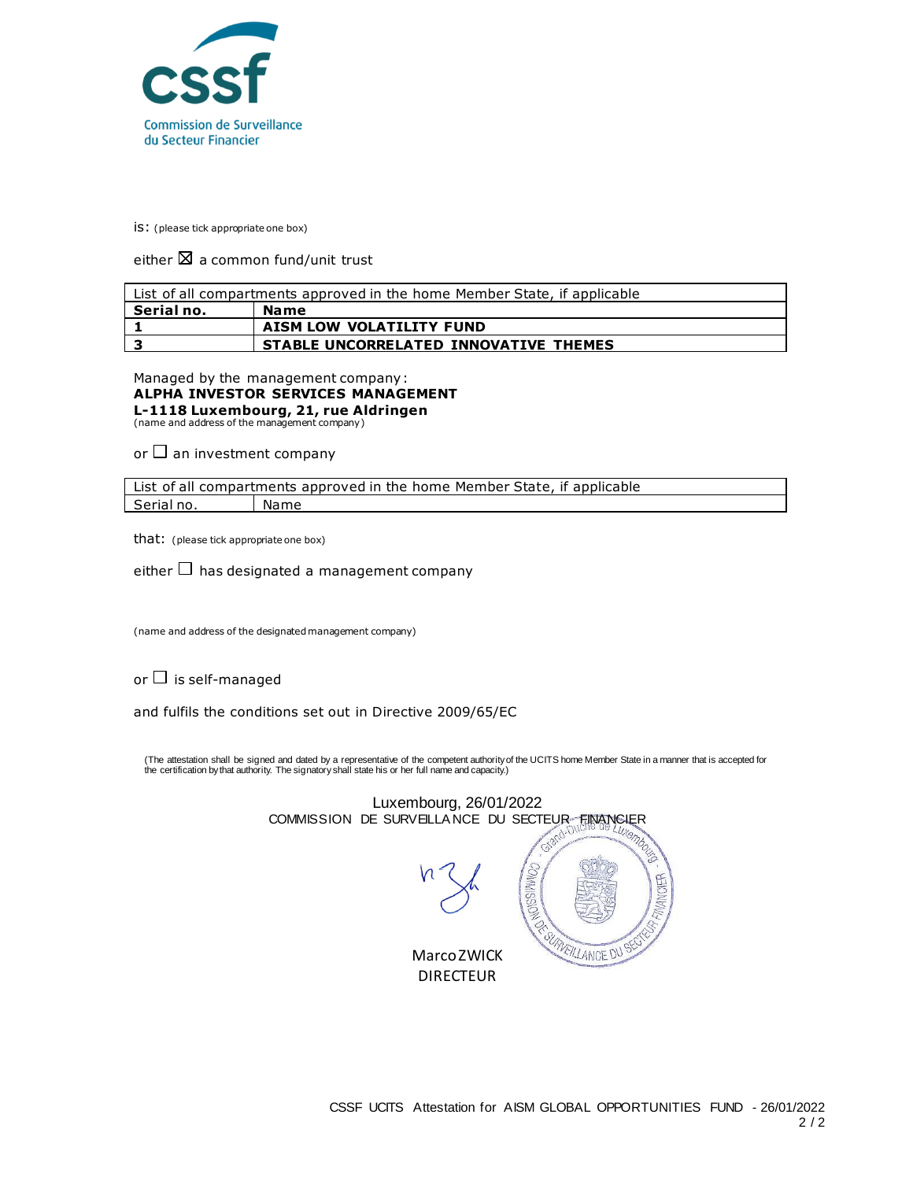cssf

Commission de Surveillance du Secteur Financier

is: (please tick appropriate one box)

either ☒ a common fund/unit trust

| List of all compartments approved in the home Member State, if applicable | |
|---|---|
| **Serial no.** | **Name** |
| **1** | **AISM LOW VOLATILITY FUND** |
| **3** | **STABLE UNCORRELATED INNOVATIVE THEMES** |

Managed by the management company:
**ALPHA INVESTOR SERVICES MANAGEMENT**
**L-1118 Luxembourg, 21, rue Aldringen**
(name and address of the management company)

or ☐ an investment company

| List of all compartments approved in the home Member State, if applicable | |
|---|---|
| Serial no. | Name |

that: (please tick appropriate one box)

either ☐ has designated a management company

(name and address of the designated management company)

or ☐ is self-managed

and fulfils the conditions set out in Directive 2009/65/EC

(The attestation shall be signed and dated by a representative of the competent authority of the UCITS home Member State in a manner that is accepted for the certification by that authority. The signatory shall state his or her full name and capacity.)

Luxembourg, 26/01/2022
COMMISSION DE SURVEILLANCE DU SECTEUR FINANCIER

Marco ZWICK
DIRECTEUR

CSSF UCITS Attestation for AISM GLOBAL OPPORTUNITIES FUND - 26/01/2022